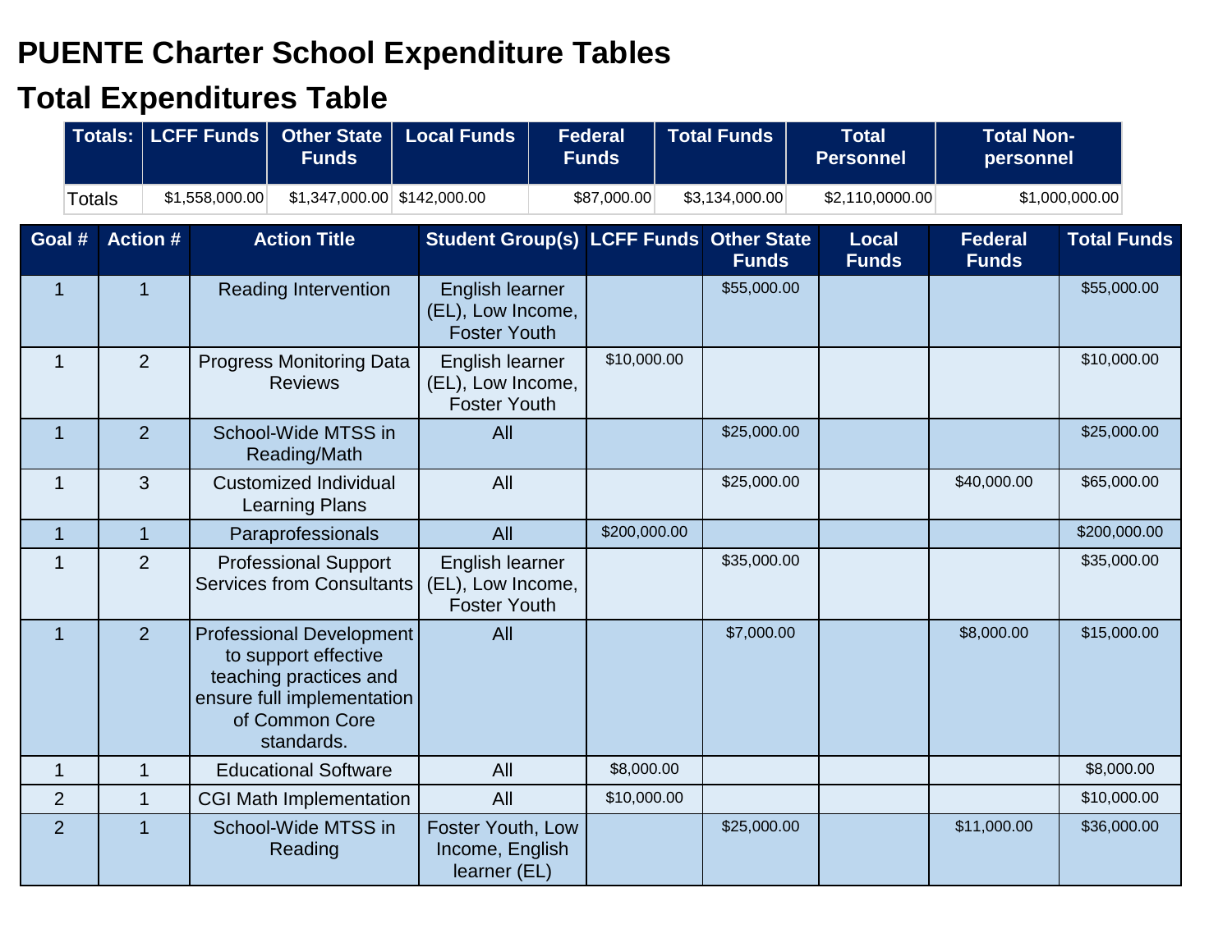# PUENTE Charter School Expenditure Tables

## Total Expenditures Table

| Totals: | LCFF Funds | Other State Funds | Local Funds | Federal Funds | Total Funds | Total Personnel | Total Non-personnel |
|---|---|---|---|---|---|---|---|
| Totals | $1,558,000.00 | $1,347,000.00 | $142,000.00 | $87,000.00 | $3,134,000.00 | $2,110,0000.00 | $1,000,000.00 |

| Goal # | Action # | Action Title | Student Group(s) | LCFF Funds | Other State Funds | Local Funds | Federal Funds | Total Funds |
|---|---|---|---|---|---|---|---|---|
| 1 | 1 | Reading Intervention | English learner (EL), Low Income, Foster Youth | | $55,000.00 | | | $55,000.00 |
| 1 | 2 | Progress Monitoring Data Reviews | English learner (EL), Low Income, Foster Youth | $10,000.00 | | | | $10,000.00 |
| 1 | 2 | School-Wide MTSS in Reading/Math | All | | $25,000.00 | | | $25,000.00 |
| 1 | 3 | Customized Individual Learning Plans | All | | $25,000.00 | | $40,000.00 | $65,000.00 |
| 1 | 1 | Paraprofessionals | All | $200,000.00 | | | | $200,000.00 |
| 1 | 2 | Professional Support Services from Consultants | English learner (EL), Low Income, Foster Youth | | $35,000.00 | | | $35,000.00 |
| 1 | 2 | Professional Development to support effective teaching practices and ensure full implementation of Common Core standards. | All | | $7,000.00 | | $8,000.00 | $15,000.00 |
| 1 | 1 | Educational Software | All | $8,000.00 | | | | $8,000.00 |
| 2 | 1 | CGI Math Implementation | All | $10,000.00 | | | | $10,000.00 |
| 2 | 1 | School-Wide MTSS in Reading | Foster Youth, Low Income, English learner (EL) | | $25,000.00 | | $11,000.00 | $36,000.00 |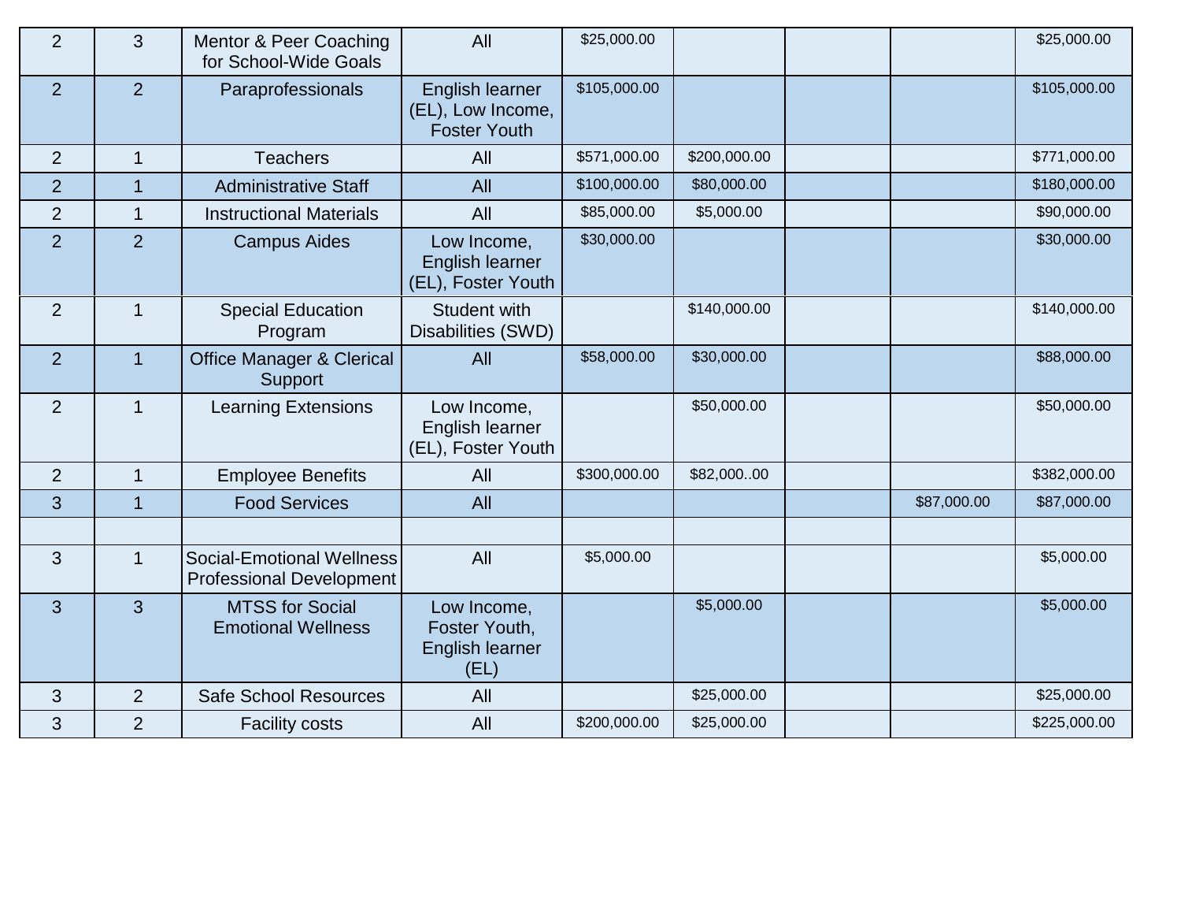| | | | | | | | | |
|---|---|---|---|---|---|---|---|---|
| 2 | 3 | Mentor & Peer Coaching for School-Wide Goals | All | $25,000.00 | | | | $25,000.00 |
| 2 | 2 | Paraprofessionals | English learner (EL), Low Income, Foster Youth | $105,000.00 | | | | $105,000.00 |
| 2 | 1 | Teachers | All | $571,000.00 | $200,000.00 | | | $771,000.00 |
| 2 | 1 | Administrative Staff | All | $100,000.00 | $80,000.00 | | | $180,000.00 |
| 2 | 1 | Instructional Materials | All | $85,000.00 | $5,000.00 | | | $90,000.00 |
| 2 | 2 | Campus Aides | Low Income, English learner (EL), Foster Youth | $30,000.00 | | | | $30,000.00 |
| 2 | 1 | Special Education Program | Student with Disabilities (SWD) | | $140,000.00 | | | $140,000.00 |
| 2 | 1 | Office Manager & Clerical Support | All | $58,000.00 | $30,000.00 | | | $88,000.00 |
| 2 | 1 | Learning Extensions | Low Income, English learner (EL), Foster Youth | | $50,000.00 | | | $50,000.00 |
| 2 | 1 | Employee Benefits | All | $300,000.00 | $82,000..00 | | | $382,000.00 |
| 3 | 1 | Food Services | All | | | | $87,000.00 | $87,000.00 |
| | | | | | | | | |
| 3 | 1 | Social-Emotional Wellness Professional Development | All | $5,000.00 | | | | $5,000.00 |
| 3 | 3 | MTSS for Social Emotional Wellness | Low Income, Foster Youth, English learner (EL) | | $5,000.00 | | | $5,000.00 |
| 3 | 2 | Safe School Resources | All | | $25,000.00 | | | $25,000.00 |
| 3 | 2 | Facility costs | All | $200,000.00 | $25,000.00 | | | $225,000.00 |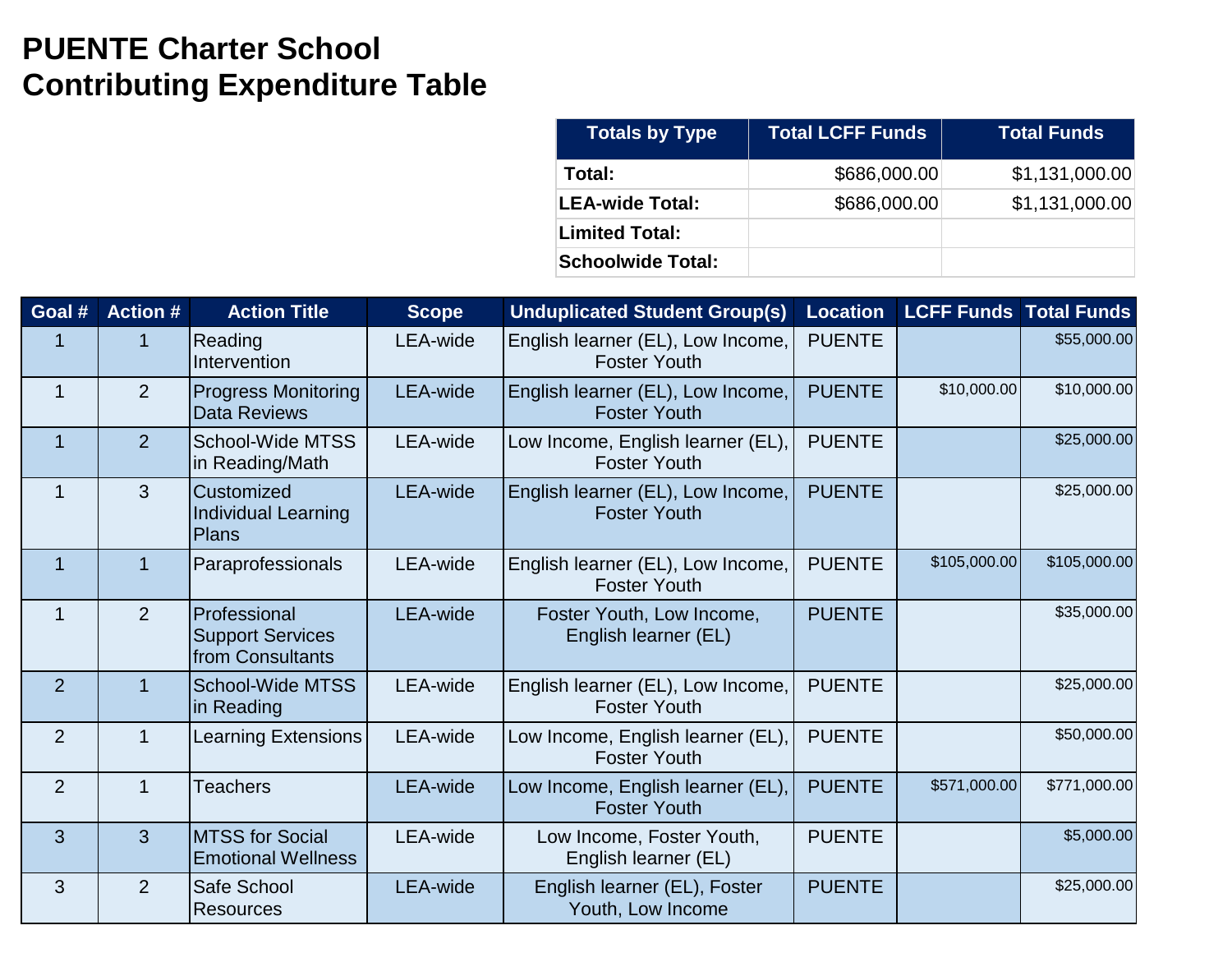# PUENTE Charter School
# Contributing Expenditure Table

| Totals by Type | Total LCFF Funds | Total Funds |
|---|---|---|
| Total: | $686,000.00 | $1,131,000.00 |
| LEA-wide Total: | $686,000.00 | $1,131,000.00 |
| Limited Total: | | |
| Schoolwide Total: | | |

| Goal # | Action # | Action Title | Scope | Unduplicated Student Group(s) | Location | LCFF Funds | Total Funds |
|---|---|---|---|---|---|---|---|
| 1 | 1 | Reading Intervention | LEA-wide | English learner (EL), Low Income, Foster Youth | PUENTE | | $55,000.00 |
| 1 | 2 | Progress Monitoring Data Reviews | LEA-wide | English learner (EL), Low Income, Foster Youth | PUENTE | $10,000.00 | $10,000.00 |
| 1 | 2 | School-Wide MTSS in Reading/Math | LEA-wide | Low Income, English learner (EL), Foster Youth | PUENTE | | $25,000.00 |
| 1 | 3 | Customized Individual Learning Plans | LEA-wide | English learner (EL), Low Income, Foster Youth | PUENTE | | $25,000.00 |
| 1 | 1 | Paraprofessionals | LEA-wide | English learner (EL), Low Income, Foster Youth | PUENTE | $105,000.00 | $105,000.00 |
| 1 | 2 | Professional Support Services from Consultants | LEA-wide | Foster Youth, Low Income, English learner (EL) | PUENTE | | $35,000.00 |
| 2 | 1 | School-Wide MTSS in Reading | LEA-wide | English learner (EL), Low Income, Foster Youth | PUENTE | | $25,000.00 |
| 2 | 1 | Learning Extensions | LEA-wide | Low Income, English learner (EL), Foster Youth | PUENTE | | $50,000.00 |
| 2 | 1 | Teachers | LEA-wide | Low Income, English learner (EL), Foster Youth | PUENTE | $571,000.00 | $771,000.00 |
| 3 | 3 | MTSS for Social Emotional Wellness | LEA-wide | Low Income, Foster Youth, English learner (EL) | PUENTE | | $5,000.00 |
| 3 | 2 | Safe School Resources | LEA-wide | English learner (EL), Foster Youth, Low Income | PUENTE | | $25,000.00 |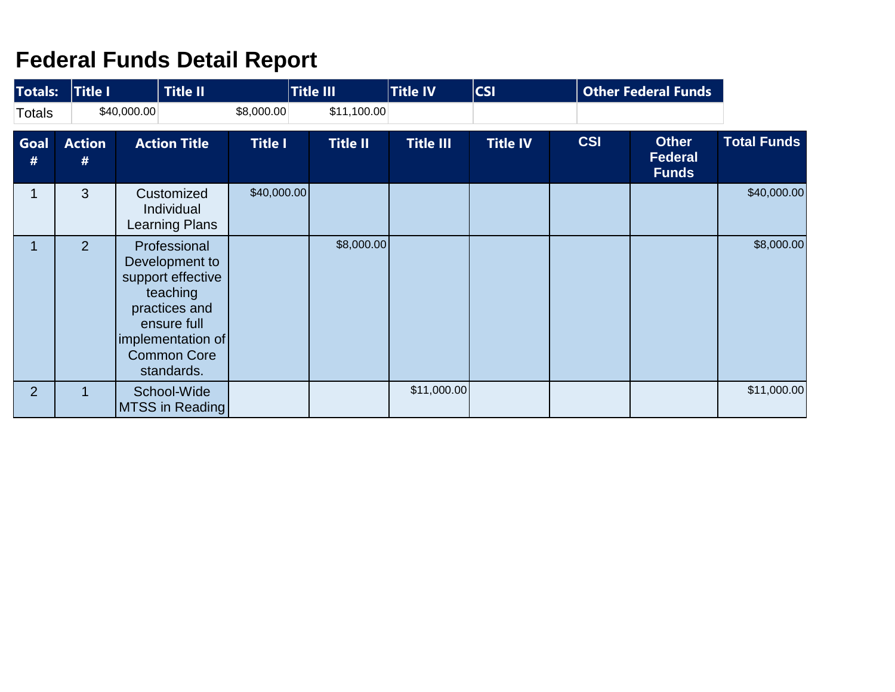# Federal Funds Detail Report

| Totals: | Title I | Title II | Title III | Title IV | CSI | Other Federal Funds |
|---|---|---|---|---|---|---|
| Totals | $40,000.00 | $8,000.00 | $11,100.00 | | | |

| Goal # | Action # | Action Title | Title I | Title II | Title III | Title IV | CSI | Other Federal Funds | Total Funds |
|---|---|---|---|---|---|---|---|---|---|
| 1 | 3 | Customized Individual Learning Plans | $40,000.00 | | | | | | $40,000.00 |
| 1 | 2 | Professional Development to support effective teaching practices and ensure full implementation of Common Core standards. | | $8,000.00 | | | | | $8,000.00 |
| 2 | 1 | School-Wide MTSS in Reading | | | $11,000.00 | | | | $11,000.00 |